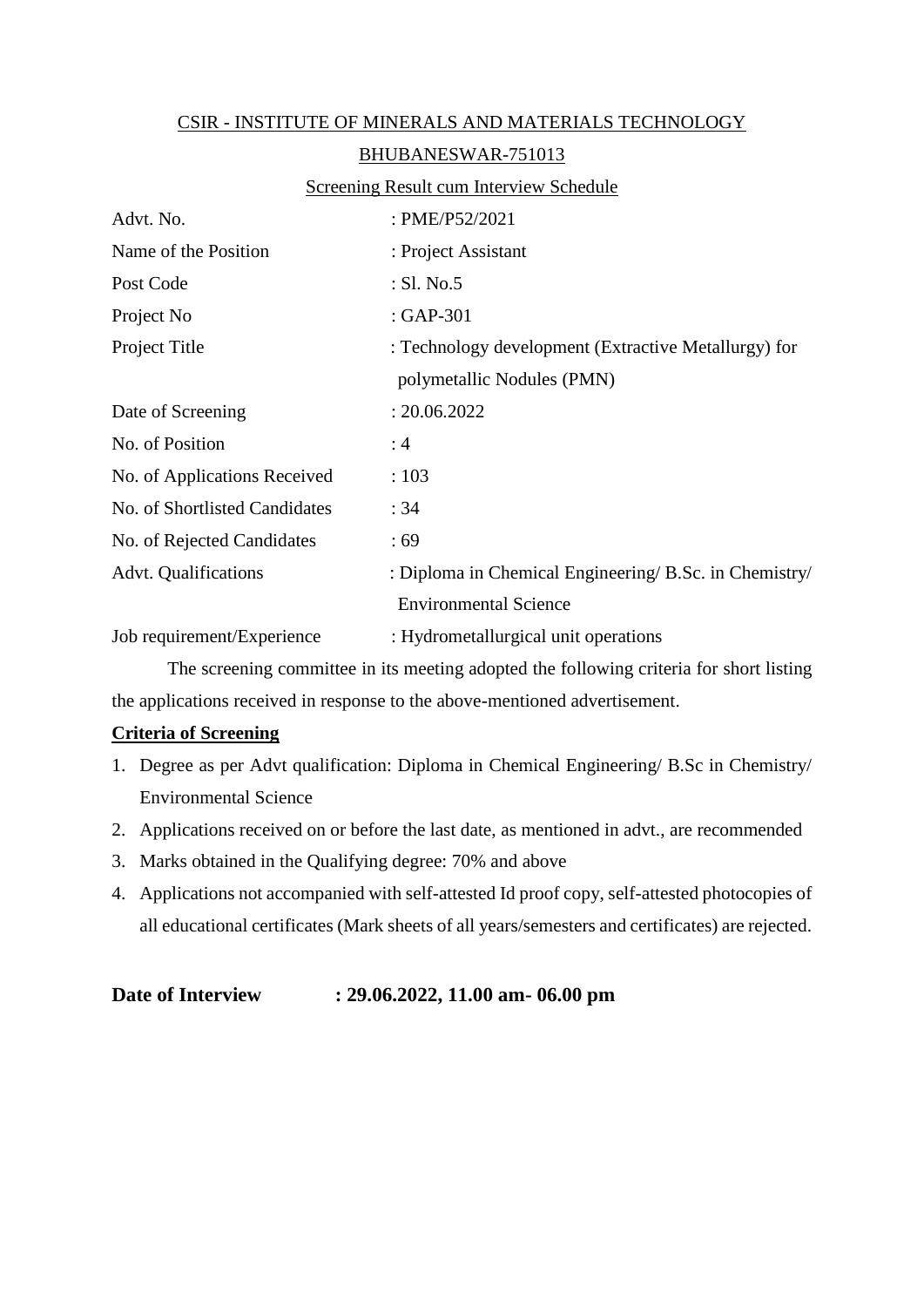CSIR - INSTITUTE OF MINERALS AND MATERIALS TECHNOLOGY

BHUBANESWAR-751013

Screening Result cum Interview Schedule

| | |
|---|---|
| Advt. No. | : PME/P52/2021 |
| Name of the Position | : Project Assistant |
| Post Code | : Sl. No.5 |
| Project No | : GAP-301 |
| Project Title | : Technology development (Extractive Metallurgy) for polymetallic Nodules (PMN) |
| Date of Screening | : 20.06.2022 |
| No. of Position | : 4 |
| No. of Applications Received | : 103 |
| No. of Shortlisted Candidates | : 34 |
| No. of Rejected Candidates | : 69 |
| Advt. Qualifications | : Diploma in Chemical Engineering/ B.Sc. in Chemistry/ Environmental Science |
| Job requirement/Experience | : Hydrometallurgical unit operations |

The screening committee in its meeting adopted the following criteria for short listing the applications received in response to the above-mentioned advertisement.

**Criteria of Screening**

1. Degree as per Advt qualification: Diploma in Chemical Engineering/ B.Sc in Chemistry/ Environmental Science
2. Applications received on or before the last date, as mentioned in advt., are recommended
3. Marks obtained in the Qualifying degree: 70% and above
4. Applications not accompanied with self-attested Id proof copy, self-attested photocopies of all educational certificates (Mark sheets of all years/semesters and certificates) are rejected.

**Date of Interview : 29.06.2022, 11.00 am- 06.00 pm**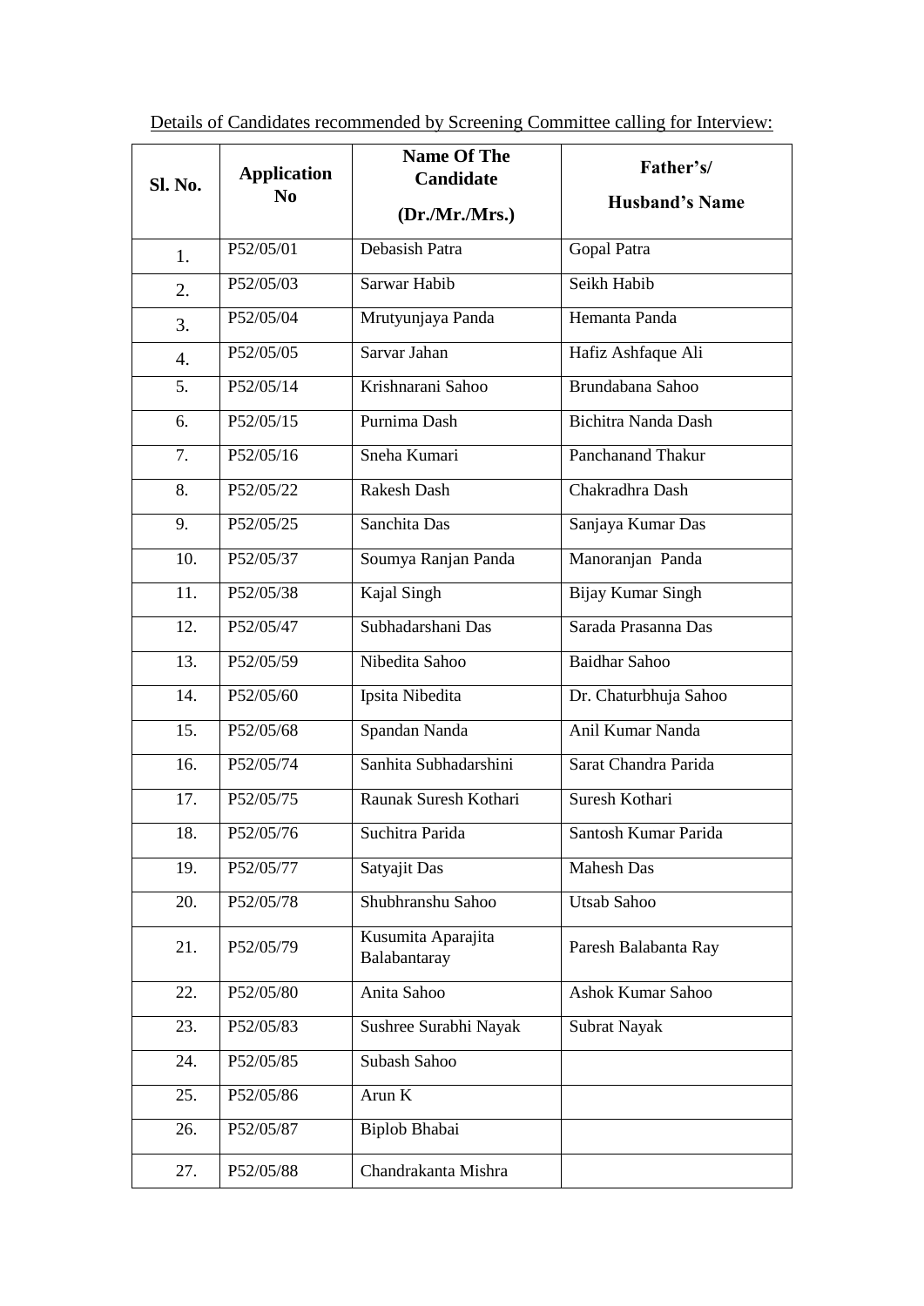Details of Candidates recommended by Screening Committee calling for Interview:

| Sl. No. | Application No | Name Of The Candidate (Dr./Mr./Mrs.) | Father's/ Husband's Name |
|---|---|---|---|
| 1. | P52/05/01 | Debasish Patra | Gopal Patra |
| 2. | P52/05/03 | Sarwar Habib | Seikh Habib |
| 3. | P52/05/04 | Mrutyunjaya Panda | Hemanta Panda |
| 4. | P52/05/05 | Sarvar Jahan | Hafiz Ashfaque Ali |
| 5. | P52/05/14 | Krishnarani Sahoo | Brundabana Sahoo |
| 6. | P52/05/15 | Purnima Dash | Bichitra Nanda Dash |
| 7. | P52/05/16 | Sneha Kumari | Panchanand Thakur |
| 8. | P52/05/22 | Rakesh Dash | Chakradhra Dash |
| 9. | P52/05/25 | Sanchita Das | Sanjaya Kumar Das |
| 10. | P52/05/37 | Soumya Ranjan Panda | Manoranjan Panda |
| 11. | P52/05/38 | Kajal Singh | Bijay Kumar Singh |
| 12. | P52/05/47 | Subhadarshani Das | Sarada Prasanna Das |
| 13. | P52/05/59 | Nibedita Sahoo | Baidhar Sahoo |
| 14. | P52/05/60 | Ipsita Nibedita | Dr. Chaturbhuja Sahoo |
| 15. | P52/05/68 | Spandan Nanda | Anil Kumar Nanda |
| 16. | P52/05/74 | Sanhita Subhadarshini | Sarat Chandra Parida |
| 17. | P52/05/75 | Raunak Suresh Kothari | Suresh Kothari |
| 18. | P52/05/76 | Suchitra Parida | Santosh Kumar Parida |
| 19. | P52/05/77 | Satyajit Das | Mahesh Das |
| 20. | P52/05/78 | Shubhranshu Sahoo | Utsab Sahoo |
| 21. | P52/05/79 | Kusumita Aparajita Balabantaray | Paresh Balabanta Ray |
| 22. | P52/05/80 | Anita Sahoo | Ashok Kumar Sahoo |
| 23. | P52/05/83 | Sushree Surabhi Nayak | Subrat Nayak |
| 24. | P52/05/85 | Subash Sahoo | |
| 25. | P52/05/86 | Arun K | |
| 26. | P52/05/87 | Biplob Bhabai | |
| 27. | P52/05/88 | Chandrakanta Mishra | |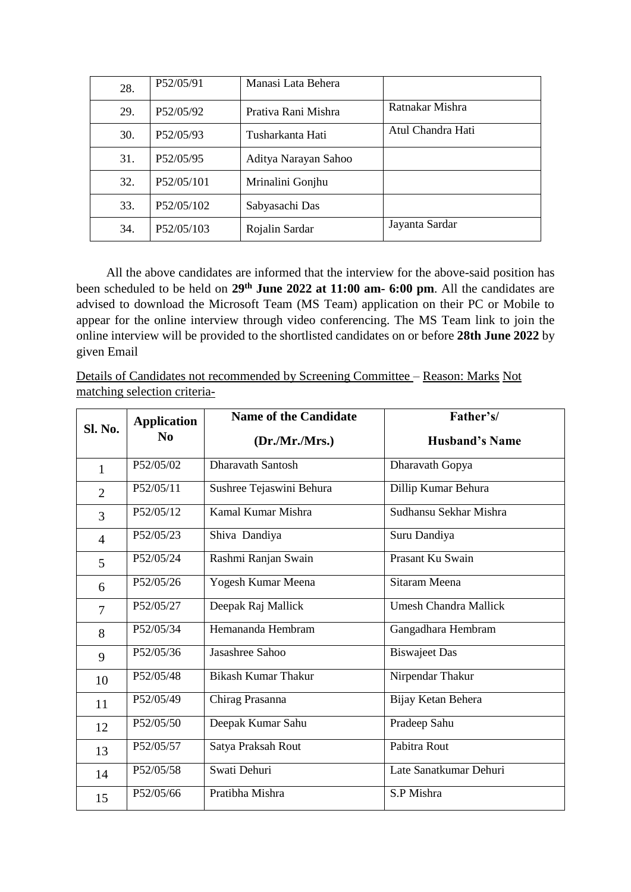| | | | |
|---|---|---|---|
| 28. | P52/05/91 | Manasi Lata Behera | |
| 29. | P52/05/92 | Prativa Rani Mishra | Ratnakar Mishra |
| 30. | P52/05/93 | Tusharkanta Hati | Atul Chandra Hati |
| 31. | P52/05/95 | Aditya Narayan Sahoo | |
| 32. | P52/05/101 | Mrinalini Gonjhu | |
| 33. | P52/05/102 | Sabyasachi Das | |
| 34. | P52/05/103 | Rojalin Sardar | Jayanta Sardar |

All the above candidates are informed that the interview for the above-said position has been scheduled to be held on **29th June 2022 at 11:00 am- 6:00 pm**. All the candidates are advised to download the Microsoft Team (MS Team) application on their PC or Mobile to appear for the online interview through video conferencing. The MS Team link to join the online interview will be provided to the shortlisted candidates on or before **28th June 2022** by given Email

Details of Candidates not recommended by Screening Committee – Reason: Marks Not matching selection criteria-

| Sl. No. | Application No | Name of the Candidate (Dr./Mr./Mrs.) | Father's/ Husband's Name |
|---|---|---|---|
| 1 | P52/05/02 | Dharavath Santosh | Dharavath Gopya |
| 2 | P52/05/11 | Sushree Tejaswini Behura | Dillip Kumar Behura |
| 3 | P52/05/12 | Kamal Kumar Mishra | Sudhansu Sekhar Mishra |
| 4 | P52/05/23 | Shiva Dandiya | Suru Dandiya |
| 5 | P52/05/24 | Rashmi Ranjan Swain | Prasant Ku Swain |
| 6 | P52/05/26 | Yogesh Kumar Meena | Sitaram Meena |
| 7 | P52/05/27 | Deepak Raj Mallick | Umesh Chandra Mallick |
| 8 | P52/05/34 | Hemananda Hembram | Gangadhara Hembram |
| 9 | P52/05/36 | Jasashree Sahoo | Biswajeet Das |
| 10 | P52/05/48 | Bikash Kumar Thakur | Nirpendar Thakur |
| 11 | P52/05/49 | Chirag Prasanna | Bijay Ketan Behera |
| 12 | P52/05/50 | Deepak Kumar Sahu | Pradeep Sahu |
| 13 | P52/05/57 | Satya Praksah Rout | Pabitra Rout |
| 14 | P52/05/58 | Swati Dehuri | Late Sanatkumar Dehuri |
| 15 | P52/05/66 | Pratibha Mishra | S.P Mishra |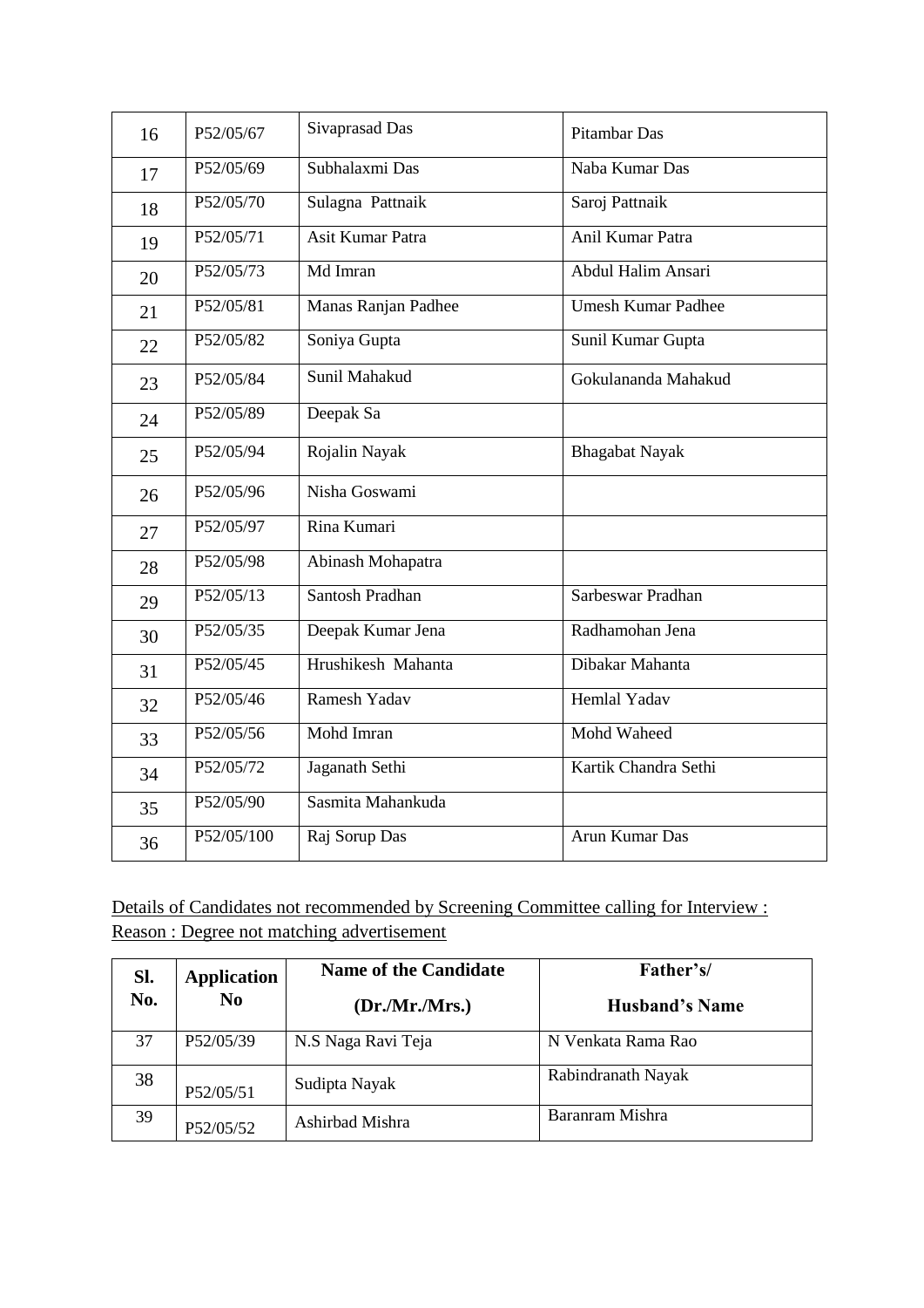| | | | |
|---|---|---|---|
| 16 | P52/05/67 | Sivaprasad Das | Pitambar Das |
| 17 | P52/05/69 | Subhalaxmi Das | Naba Kumar Das |
| 18 | P52/05/70 | Sulagna Pattnaik | Saroj Pattnaik |
| 19 | P52/05/71 | Asit Kumar Patra | Anil Kumar Patra |
| 20 | P52/05/73 | Md Imran | Abdul Halim Ansari |
| 21 | P52/05/81 | Manas Ranjan Padhee | Umesh Kumar Padhee |
| 22 | P52/05/82 | Soniya Gupta | Sunil Kumar Gupta |
| 23 | P52/05/84 | Sunil Mahakud | Gokulananda Mahakud |
| 24 | P52/05/89 | Deepak Sa | |
| 25 | P52/05/94 | Rojalin Nayak | Bhagabat Nayak |
| 26 | P52/05/96 | Nisha Goswami | |
| 27 | P52/05/97 | Rina Kumari | |
| 28 | P52/05/98 | Abinash Mohapatra | |
| 29 | P52/05/13 | Santosh Pradhan | Sarbeswar Pradhan |
| 30 | P52/05/35 | Deepak Kumar Jena | Radhamohan Jena |
| 31 | P52/05/45 | Hrushikesh Mahanta | Dibakar Mahanta |
| 32 | P52/05/46 | Ramesh Yadav | Hemlal Yadav |
| 33 | P52/05/56 | Mohd Imran | Mohd Waheed |
| 34 | P52/05/72 | Jaganath Sethi | Kartik Chandra Sethi |
| 35 | P52/05/90 | Sasmita Mahankuda | |
| 36 | P52/05/100 | Raj Sorup Das | Arun Kumar Das |

Details of Candidates not recommended by Screening Committee calling for Interview :
Reason : Degree not matching advertisement

| Sl. No. | Application No | Name of the Candidate (Dr./Mr./Mrs.) | Father's/ Husband's Name |
|---|---|---|---|
| 37 | P52/05/39 | N.S Naga Ravi Teja | N Venkata Rama Rao |
| 38 | P52/05/51 | Sudipta Nayak | Rabindranath Nayak |
| 39 | P52/05/52 | Ashirbad Mishra | Baranram Mishra |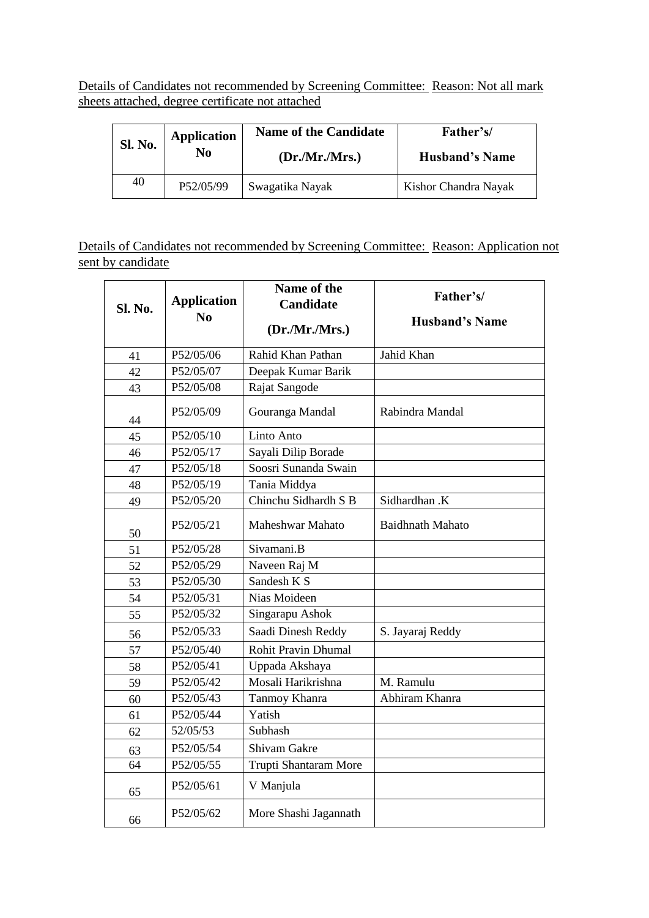Details of Candidates not recommended by Screening Committee: Reason: Not all mark sheets attached, degree certificate not attached

| Sl. No. | Application No | Name of the Candidate (Dr./Mr./Mrs.) | Father's/ Husband's Name |
|---|---|---|---|
| 40 | P52/05/99 | Swagatika Nayak | Kishor Chandra Nayak |

Details of Candidates not recommended by Screening Committee: Reason: Application not sent by candidate

| Sl. No. | Application No | Name of the Candidate (Dr./Mr./Mrs.) | Father's/ Husband's Name |
|---|---|---|---|
| 41 | P52/05/06 | Rahid Khan Pathan | Jahid Khan |
| 42 | P52/05/07 | Deepak Kumar Barik | |
| 43 | P52/05/08 | Rajat Sangode | |
| 44 | P52/05/09 | Gouranga Mandal | Rabindra Mandal |
| 45 | P52/05/10 | Linto Anto | |
| 46 | P52/05/17 | Sayali Dilip Borade | |
| 47 | P52/05/18 | Soosri Sunanda Swain | |
| 48 | P52/05/19 | Tania Middya | |
| 49 | P52/05/20 | Chinchu Sidhardh S B | Sidhardhan .K |
| 50 | P52/05/21 | Maheshwar Mahato | Baidhnath Mahato |
| 51 | P52/05/28 | Sivamani.B | |
| 52 | P52/05/29 | Naveen Raj M | |
| 53 | P52/05/30 | Sandesh K S | |
| 54 | P52/05/31 | Nias Moideen | |
| 55 | P52/05/32 | Singarapu Ashok | |
| 56 | P52/05/33 | Saadi Dinesh Reddy | S. Jayaraj Reddy |
| 57 | P52/05/40 | Rohit Pravin Dhumal | |
| 58 | P52/05/41 | Uppada Akshaya | |
| 59 | P52/05/42 | Mosali Harikrishna | M. Ramulu |
| 60 | P52/05/43 | Tanmoy Khanra | Abhiram Khanra |
| 61 | P52/05/44 | Yatish | |
| 62 | 52/05/53 | Subhash | |
| 63 | P52/05/54 | Shivam Gakre | |
| 64 | P52/05/55 | Trupti Shantaram More | |
| 65 | P52/05/61 | V Manjula | |
| 66 | P52/05/62 | More Shashi Jagannath | |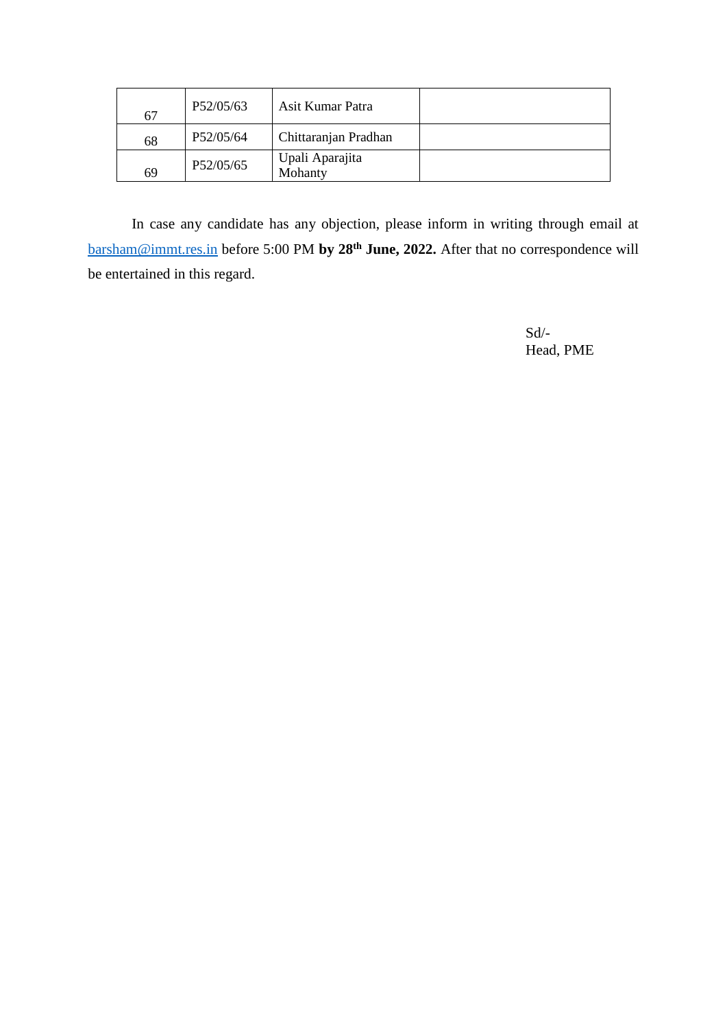| | | | |
|---|---|---|---|
| 67 | P52/05/63 | Asit Kumar Patra | |
| 68 | P52/05/64 | Chittaranjan Pradhan | |
| 69 | P52/05/65 | Upali Aparajita Mohanty | |

In case any candidate has any objection, please inform in writing through email at barsham@immt.res.in before 5:00 PM **by 28th June, 2022.** After that no correspondence will be entertained in this regard.

Sd/-
Head, PME